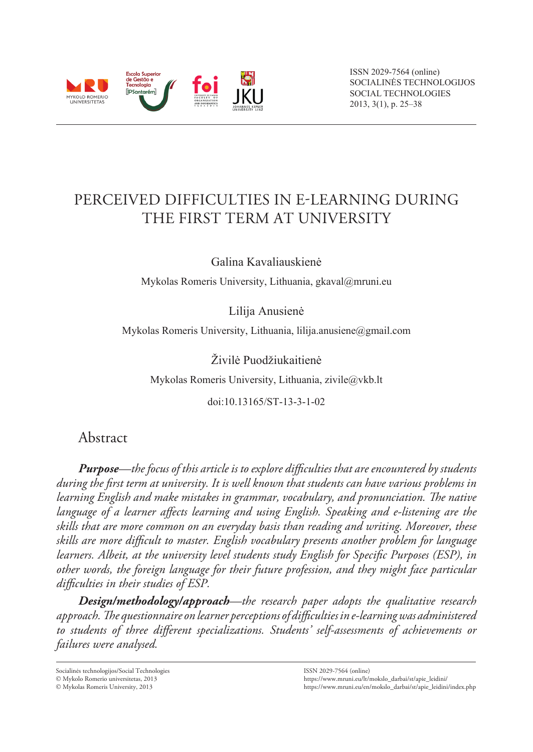ISSN 2029-7564 (online)
SOCIALINĖS TECHNOLOGIJOS
SOCIAL TECHNOLOGIES
2013, 3(1), p. 25–38

# PERCEIVED DIFFICULTIES IN E-LEARNING DURING THE FIRST TERM AT UNIVERSITY

Galina Kavaliauskienė

Mykolas Romeris University, Lithuania, gkaval@mruni.eu

Lilija Anusienė

Mykolas Romeris University, Lithuania, lilija.anusiene@gmail.com

Živilė Puodžiukaitienė

Mykolas Romeris University, Lithuania, zivile@vkb.lt

doi:10.13165/ST-13-3-1-02

## Abstract

***Purpose****—the focus of this article is to explore difficulties that are encountered by students during the first term at university. It is well known that students can have various problems in learning English and make mistakes in grammar, vocabulary, and pronunciation. The native language of a learner affects learning and using English. Speaking and e-listening are the skills that are more common on an everyday basis than reading and writing. Moreover, these skills are more difficult to master. English vocabulary presents another problem for language learners. Albeit, at the university level students study English for Specific Purposes (ESP), in other words, the foreign language for their future profession, and they might face particular difficulties in their studies of ESP.*

***Design/methodology/approach****—the research paper adopts the qualitative research approach. The questionnaire on learner perceptions of difficulties in e-learning was administered to students of three different specializations. Students' self-assessments of achievements or failures were analysed.*

Socialinės technologijos/Social Technologies
© Mykolo Romerio universitetas, 2013
© Mykolas Romeris University, 2013

ISSN 2029-7564 (online)
https://www.mruni.eu/lt/mokslo_darbai/st/apie_leidini/
https://www.mruni.eu/en/mokslo_darbai/st/apie_leidini/index.php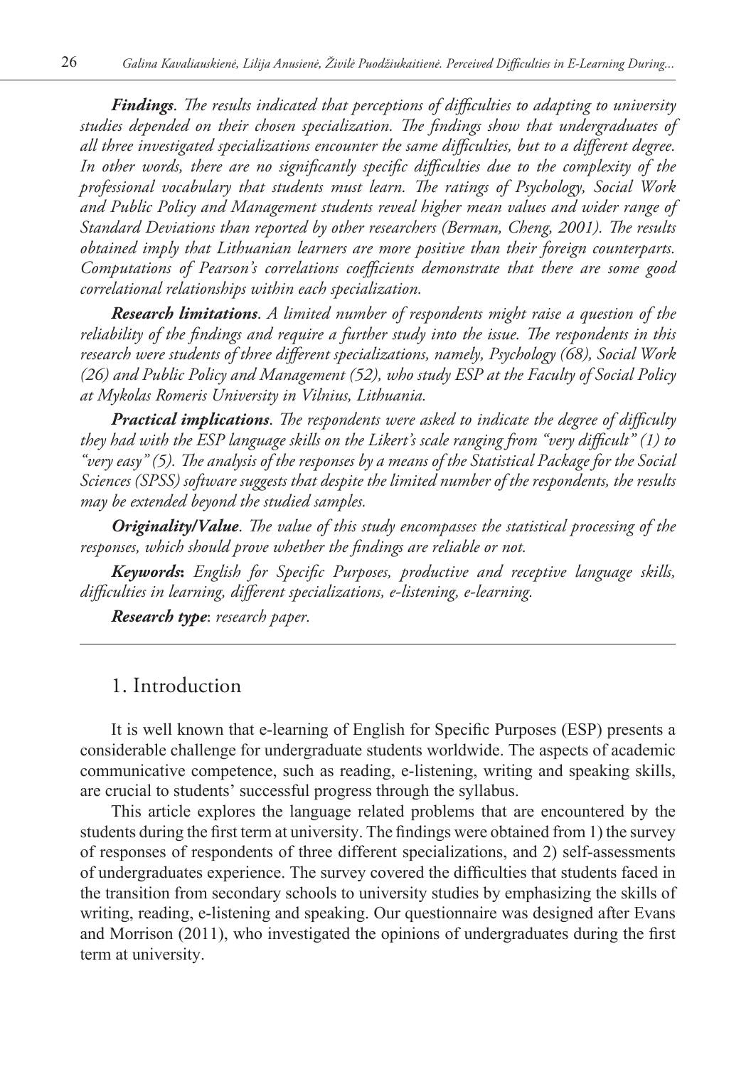***Findings***. *The results indicated that perceptions of difficulties to adapting to university studies depended on their chosen specialization. The findings show that undergraduates of all three investigated specializations encounter the same difficulties, but to a different degree. In other words, there are no significantly specific difficulties due to the complexity of the professional vocabulary that students must learn. The ratings of Psychology, Social Work and Public Policy and Management students reveal higher mean values and wider range of Standard Deviations than reported by other researchers (Berman, Cheng, 2001). The results obtained imply that Lithuanian learners are more positive than their foreign counterparts. Computations of Pearson's correlations coefficients demonstrate that there are some good correlational relationships within each specialization.*

***Research limitations***. *A limited number of respondents might raise a question of the reliability of the findings and require a further study into the issue. The respondents in this research were students of three different specializations, namely, Psychology (68), Social Work (26) and Public Policy and Management (52), who study ESP at the Faculty of Social Policy at Mykolas Romeris University in Vilnius, Lithuania.*

***Practical implications***. *The respondents were asked to indicate the degree of difficulty they had with the ESP language skills on the Likert's scale ranging from "very difficult" (1) to "very easy" (5). The analysis of the responses by a means of the Statistical Package for the Social Sciences (SPSS) software suggests that despite the limited number of the respondents, the results may be extended beyond the studied samples.*

***Originality/Value***. *The value of this study encompasses the statistical processing of the responses, which should prove whether the findings are reliable or not.*

***Keywords*****:** *English for Specific Purposes, productive and receptive language skills, difficulties in learning, different specializations, e-listening, e-learning.*

***Research type***: *research paper.*

## 1. Introduction

It is well known that e-learning of English for Specific Purposes (ESP) presents a considerable challenge for undergraduate students worldwide. The aspects of academic communicative competence, such as reading, e-listening, writing and speaking skills, are crucial to students' successful progress through the syllabus.

This article explores the language related problems that are encountered by the students during the first term at university. The findings were obtained from 1) the survey of responses of respondents of three different specializations, and 2) self-assessments of undergraduates experience. The survey covered the difficulties that students faced in the transition from secondary schools to university studies by emphasizing the skills of writing, reading, e-listening and speaking. Our questionnaire was designed after Evans and Morrison (2011), who investigated the opinions of undergraduates during the first term at university.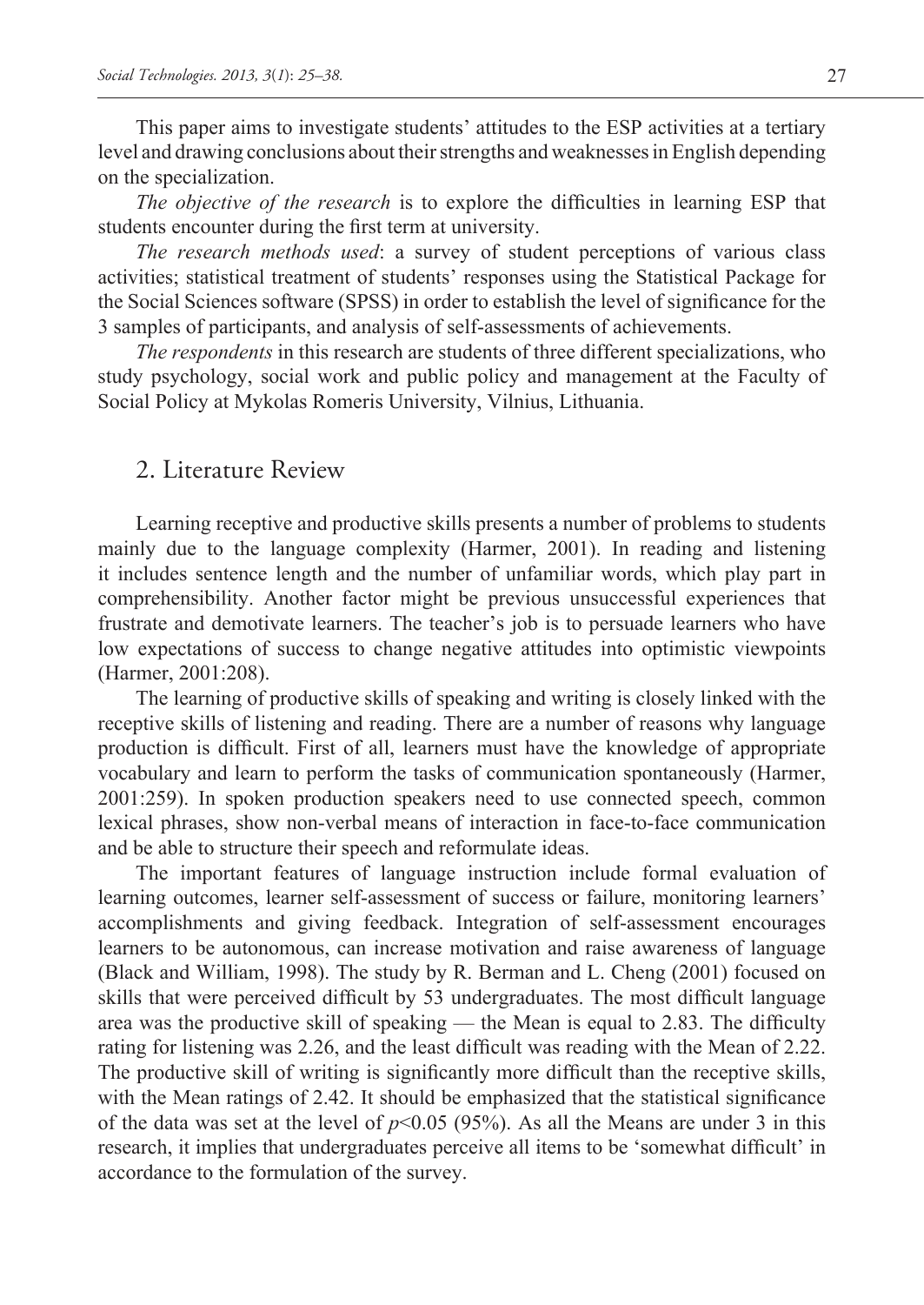This paper aims to investigate students' attitudes to the ESP activities at a tertiary level and drawing conclusions about their strengths and weaknesses in English depending on the specialization.

*The objective of the research* is to explore the difficulties in learning ESP that students encounter during the first term at university.

*The research methods used*: a survey of student perceptions of various class activities; statistical treatment of students' responses using the Statistical Package for the Social Sciences software (SPSS) in order to establish the level of significance for the 3 samples of participants, and analysis of self-assessments of achievements.

*The respondents* in this research are students of three different specializations, who study psychology, social work and public policy and management at the Faculty of Social Policy at Mykolas Romeris University, Vilnius, Lithuania.

## 2. Literature Review

Learning receptive and productive skills presents a number of problems to students mainly due to the language complexity (Harmer, 2001). In reading and listening it includes sentence length and the number of unfamiliar words, which play part in comprehensibility. Another factor might be previous unsuccessful experiences that frustrate and demotivate learners. The teacher's job is to persuade learners who have low expectations of success to change negative attitudes into optimistic viewpoints (Harmer, 2001:208).

The learning of productive skills of speaking and writing is closely linked with the receptive skills of listening and reading. There are a number of reasons why language production is difficult. First of all, learners must have the knowledge of appropriate vocabulary and learn to perform the tasks of communication spontaneously (Harmer, 2001:259). In spoken production speakers need to use connected speech, common lexical phrases, show non-verbal means of interaction in face-to-face communication and be able to structure their speech and reformulate ideas.

The important features of language instruction include formal evaluation of learning outcomes, learner self-assessment of success or failure, monitoring learners' accomplishments and giving feedback. Integration of self-assessment encourages learners to be autonomous, can increase motivation and raise awareness of language (Black and William, 1998). The study by R. Berman and L. Cheng (2001) focused on skills that were perceived difficult by 53 undergraduates. The most difficult language area was the productive skill of speaking — the Mean is equal to 2.83. The difficulty rating for listening was 2.26, and the least difficult was reading with the Mean of 2.22. The productive skill of writing is significantly more difficult than the receptive skills, with the Mean ratings of 2.42. It should be emphasized that the statistical significance of the data was set at the level of $p<0.05$ (95%). As all the Means are under 3 in this research, it implies that undergraduates perceive all items to be 'somewhat difficult' in accordance to the formulation of the survey.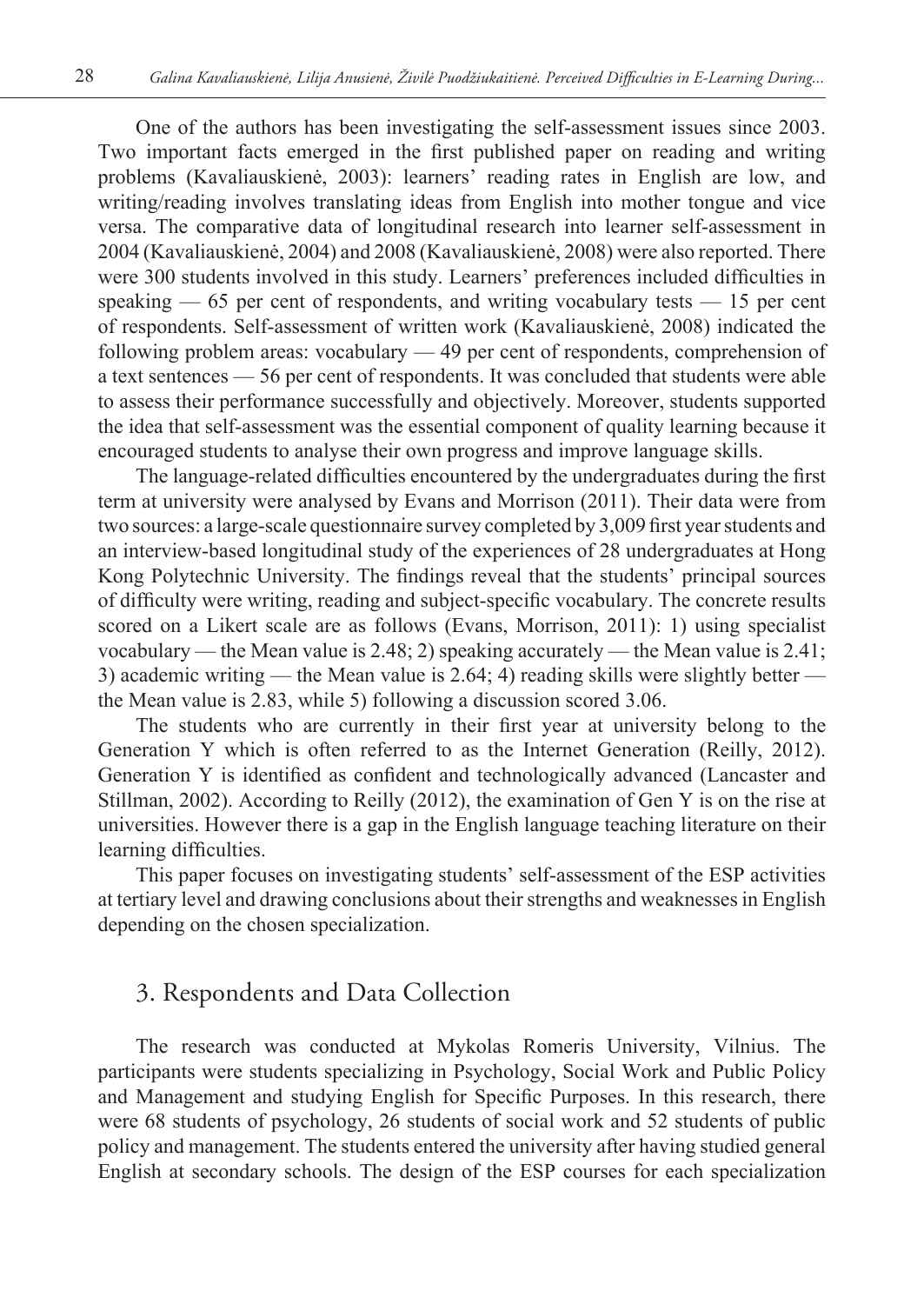One of the authors has been investigating the self-assessment issues since 2003. Two important facts emerged in the first published paper on reading and writing problems (Kavaliauskienė, 2003): learners' reading rates in English are low, and writing/reading involves translating ideas from English into mother tongue and vice versa. The comparative data of longitudinal research into learner self-assessment in 2004 (Kavaliauskienė, 2004) and 2008 (Kavaliauskienė, 2008) were also reported. There were 300 students involved in this study. Learners' preferences included difficulties in speaking — 65 per cent of respondents, and writing vocabulary tests — 15 per cent of respondents. Self-assessment of written work (Kavaliauskienė, 2008) indicated the following problem areas: vocabulary — 49 per cent of respondents, comprehension of a text sentences — 56 per cent of respondents. It was concluded that students were able to assess their performance successfully and objectively. Moreover, students supported the idea that self-assessment was the essential component of quality learning because it encouraged students to analyse their own progress and improve language skills.

The language-related difficulties encountered by the undergraduates during the first term at university were analysed by Evans and Morrison (2011). Their data were from two sources: a large-scale questionnaire survey completed by 3,009 first year students and an interview-based longitudinal study of the experiences of 28 undergraduates at Hong Kong Polytechnic University. The findings reveal that the students' principal sources of difficulty were writing, reading and subject-specific vocabulary. The concrete results scored on a Likert scale are as follows (Evans, Morrison, 2011): 1) using specialist vocabulary — the Mean value is 2.48; 2) speaking accurately — the Mean value is 2.41; 3) academic writing — the Mean value is 2.64; 4) reading skills were slightly better — the Mean value is 2.83, while 5) following a discussion scored 3.06.

The students who are currently in their first year at university belong to the Generation Y which is often referred to as the Internet Generation (Reilly, 2012). Generation Y is identified as confident and technologically advanced (Lancaster and Stillman, 2002). According to Reilly (2012), the examination of Gen Y is on the rise at universities. However there is a gap in the English language teaching literature on their learning difficulties.

This paper focuses on investigating students' self-assessment of the ESP activities at tertiary level and drawing conclusions about their strengths and weaknesses in English depending on the chosen specialization.

## 3. Respondents and Data Collection

The research was conducted at Mykolas Romeris University, Vilnius. The participants were students specializing in Psychology, Social Work and Public Policy and Management and studying English for Specific Purposes. In this research, there were 68 students of psychology, 26 students of social work and 52 students of public policy and management. The students entered the university after having studied general English at secondary schools. The design of the ESP courses for each specialization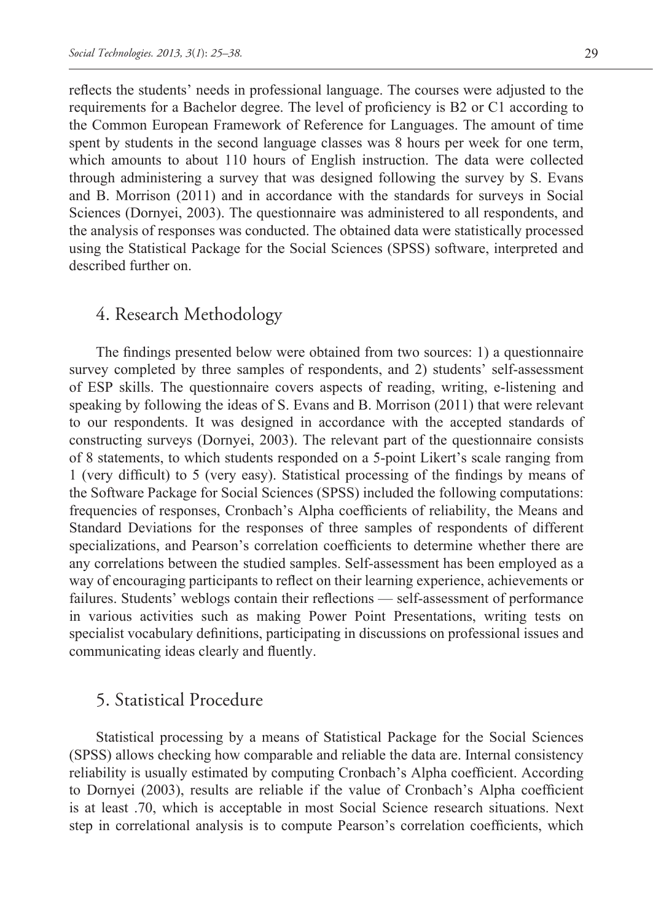reflects the students' needs in professional language. The courses were adjusted to the requirements for a Bachelor degree. The level of proficiency is B2 or C1 according to the Common European Framework of Reference for Languages. The amount of time spent by students in the second language classes was 8 hours per week for one term, which amounts to about 110 hours of English instruction. The data were collected through administering a survey that was designed following the survey by S. Evans and B. Morrison (2011) and in accordance with the standards for surveys in Social Sciences (Dornyei, 2003). The questionnaire was administered to all respondents, and the analysis of responses was conducted. The obtained data were statistically processed using the Statistical Package for the Social Sciences (SPSS) software, interpreted and described further on.

## 4. Research Methodology

The findings presented below were obtained from two sources: 1) a questionnaire survey completed by three samples of respondents, and 2) students' self-assessment of ESP skills. The questionnaire covers aspects of reading, writing, e-listening and speaking by following the ideas of S. Evans and B. Morrison (2011) that were relevant to our respondents. It was designed in accordance with the accepted standards of constructing surveys (Dornyei, 2003). The relevant part of the questionnaire consists of 8 statements, to which students responded on a 5-point Likert's scale ranging from 1 (very difficult) to 5 (very easy). Statistical processing of the findings by means of the Software Package for Social Sciences (SPSS) included the following computations: frequencies of responses, Cronbach's Alpha coefficients of reliability, the Means and Standard Deviations for the responses of three samples of respondents of different specializations, and Pearson's correlation coefficients to determine whether there are any correlations between the studied samples. Self-assessment has been employed as a way of encouraging participants to reflect on their learning experience, achievements or failures. Students' weblogs contain their reflections — self-assessment of performance in various activities such as making Power Point Presentations, writing tests on specialist vocabulary definitions, participating in discussions on professional issues and communicating ideas clearly and fluently.

## 5. Statistical Procedure

Statistical processing by a means of Statistical Package for the Social Sciences (SPSS) allows checking how comparable and reliable the data are. Internal consistency reliability is usually estimated by computing Cronbach's Alpha coefficient. According to Dornyei (2003), results are reliable if the value of Cronbach's Alpha coefficient is at least .70, which is acceptable in most Social Science research situations. Next step in correlational analysis is to compute Pearson's correlation coefficients, which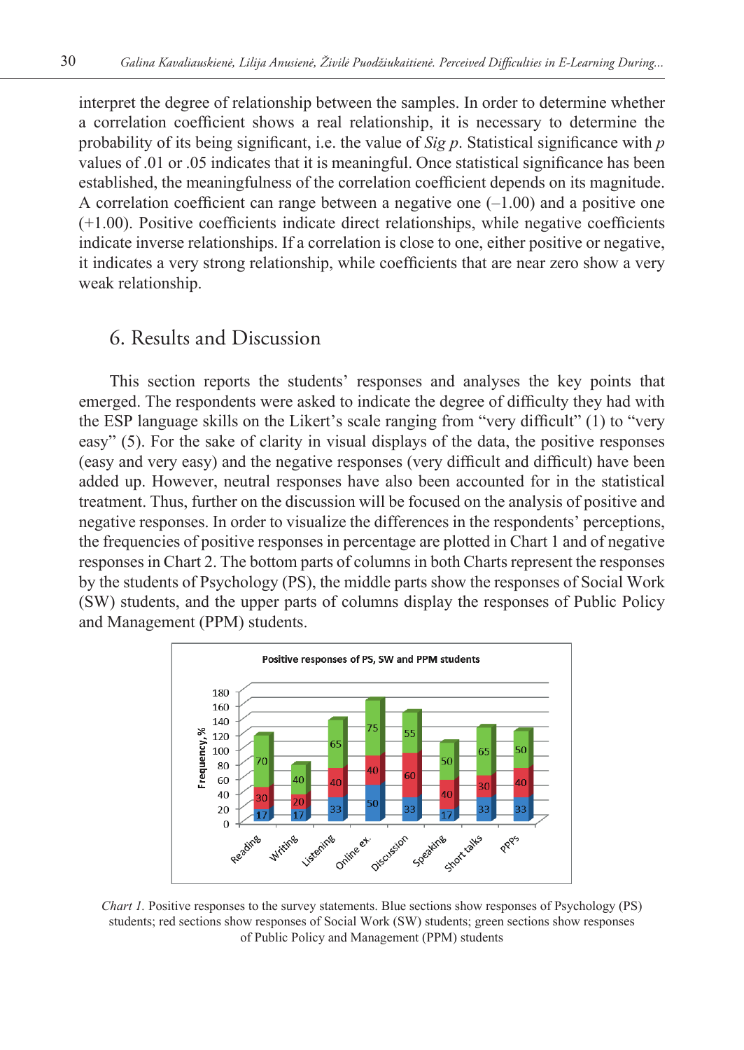interpret the degree of relationship between the samples. In order to determine whether a correlation coefficient shows a real relationship, it is necessary to determine the probability of its being significant, i.e. the value of *Sig p*. Statistical significance with *p* values of .01 or .05 indicates that it is meaningful. Once statistical significance has been established, the meaningfulness of the correlation coefficient depends on its magnitude. A correlation coefficient can range between a negative one (–1.00) and a positive one (+1.00). Positive coefficients indicate direct relationships, while negative coefficients indicate inverse relationships. If a correlation is close to one, either positive or negative, it indicates a very strong relationship, while coefficients that are near zero show a very weak relationship.

## 6. Results and Discussion

This section reports the students' responses and analyses the key points that emerged. The respondents were asked to indicate the degree of difficulty they had with the ESP language skills on the Likert's scale ranging from "very difficult" (1) to "very easy" (5). For the sake of clarity in visual displays of the data, the positive responses (easy and very easy) and the negative responses (very difficult and difficult) have been added up. However, neutral responses have also been accounted for in the statistical treatment. Thus, further on the discussion will be focused on the analysis of positive and negative responses. In order to visualize the differences in the respondents' perceptions, the frequencies of positive responses in percentage are plotted in Chart 1 and of negative responses in Chart 2. The bottom parts of columns in both Charts represent the responses by the students of Psychology (PS), the middle parts show the responses of Social Work (SW) students, and the upper parts of columns display the responses of Public Policy and Management (PPM) students.

**Positive responses of PS, SW and PPM students**

| | Reading | Writing | Listening | Online ex. | Discussion | Speaking | Short talks | PPPs |
|---|---|---|---|---|---|---|---|---|
| PS | 17 | 17 | 33 | 50 | 33 | 17 | 33 | 33 |
| SW | 30 | 20 | 40 | 40 | 60 | 40 | 30 | 40 |
| PPM | 70 | 40 | 65 | 75 | 55 | 50 | 65 | 50 |

*Chart 1.* Positive responses to the survey statements. Blue sections show responses of Psychology (PS) students; red sections show responses of Social Work (SW) students; green sections show responses of Public Policy and Management (PPM) students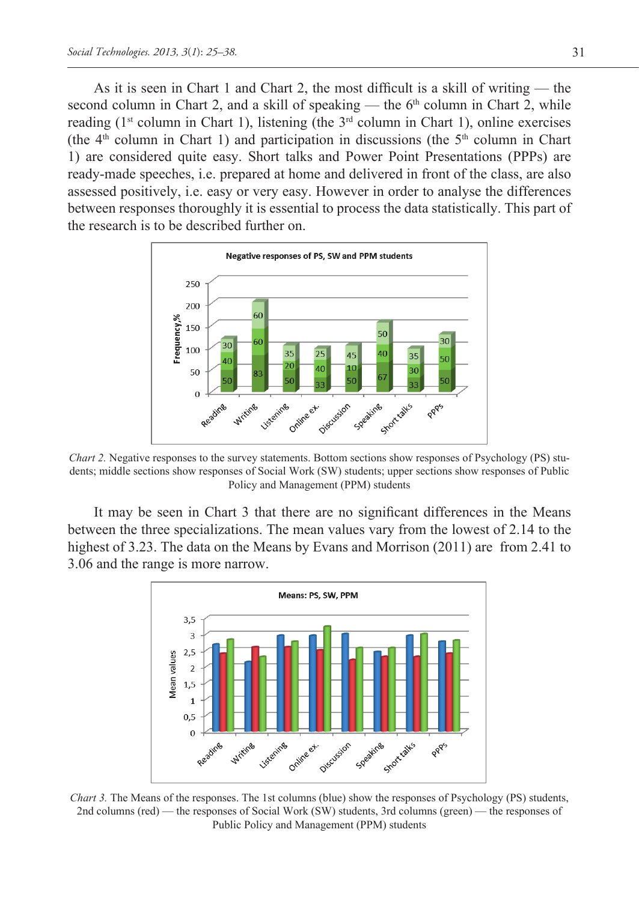As it is seen in Chart 1 and Chart 2, the most difficult is a skill of writing — the second column in Chart 2, and a skill of speaking — the 6th column in Chart 2, while reading (1st column in Chart 1), listening (the 3rd column in Chart 1), online exercises (the 4th column in Chart 1) and participation in discussions (the 5th column in Chart 1) are considered quite easy. Short talks and Power Point Presentations (PPPs) are ready-made speeches, i.e. prepared at home and delivered in front of the class, are also assessed positively, i.e. easy or very easy. However in order to analyse the differences between responses thoroughly it is essential to process the data statistically. This part of the research is to be described further on.

*Chart 2.* Negative responses to the survey statements. Bottom sections show responses of Psychology (PS) students; middle sections show responses of Social Work (SW) students; upper sections show responses of Public Policy and Management (PPM) students

It may be seen in Chart 3 that there are no significant differences in the Means between the three specializations. The mean values vary from the lowest of 2.14 to the highest of 3.23. The data on the Means by Evans and Morrison (2011) are from 2.41 to 3.06 and the range is more narrow.

*Chart 3.* The Means of the responses. The 1st columns (blue) show the responses of Psychology (PS) students, 2nd columns (red) — the responses of Social Work (SW) students, 3rd columns (green) — the responses of Public Policy and Management (PPM) students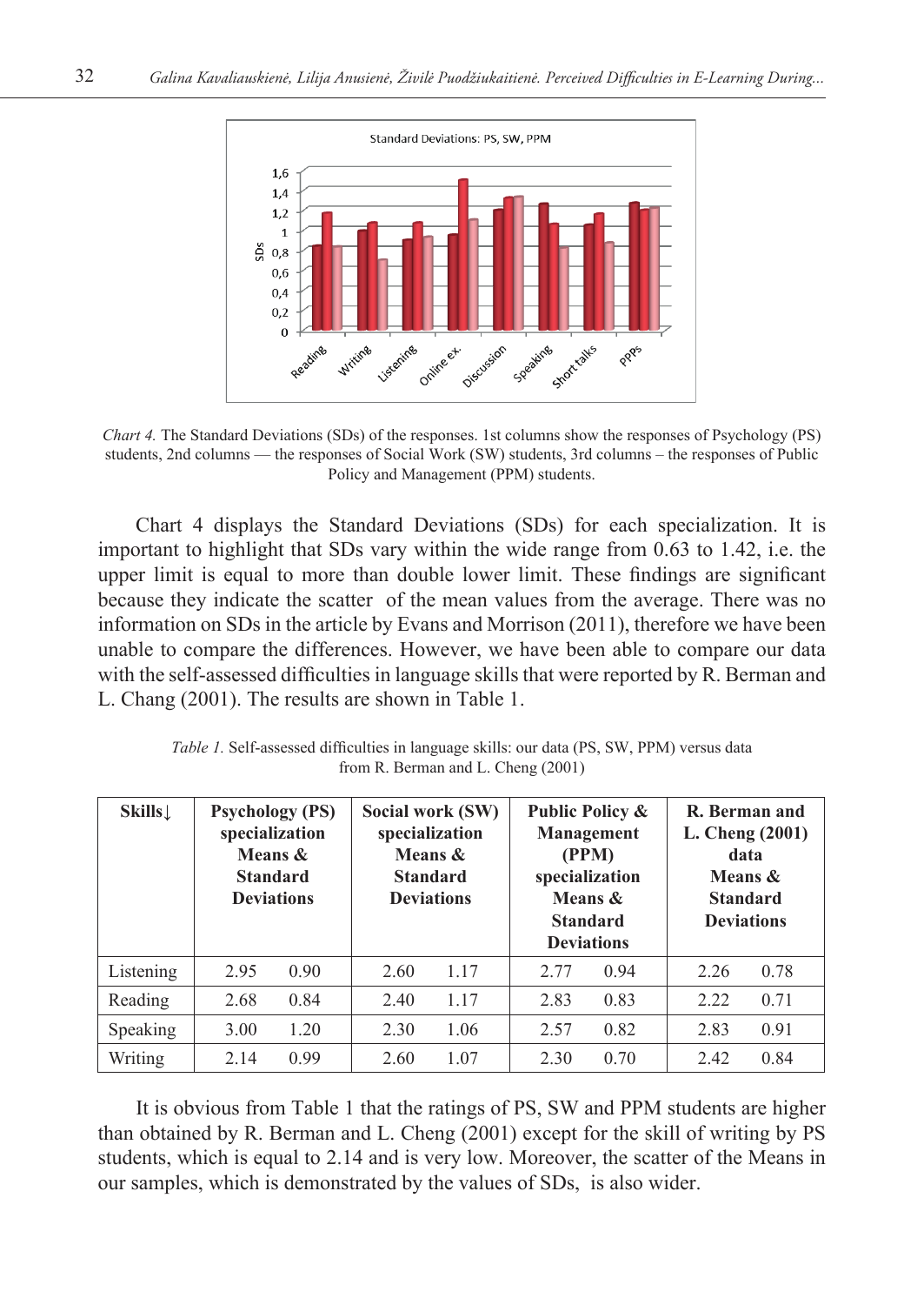*Chart 4.* The Standard Deviations (SDs) of the responses. 1st columns show the responses of Psychology (PS) students, 2nd columns — the responses of Social Work (SW) students, 3rd columns – the responses of Public Policy and Management (PPM) students.

Chart 4 displays the Standard Deviations (SDs) for each specialization. It is important to highlight that SDs vary within the wide range from 0.63 to 1.42, i.e. the upper limit is equal to more than double lower limit. These findings are significant because they indicate the scatter of the mean values from the average. There was no information on SDs in the article by Evans and Morrison (2011), therefore we have been unable to compare the differences. However, we have been able to compare our data with the self-assessed difficulties in language skills that were reported by R. Berman and L. Chang (2001). The results are shown in Table 1.

*Table 1.* Self-assessed difficulties in language skills: our data (PS, SW, PPM) versus data from R. Berman and L. Cheng (2001)

| Skills↓ | Psychology (PS) specialization Means & Standard Deviations | | Social work (SW) specialization Means & Standard Deviations | | Public Policy & Management (PPM) specialization Means & Standard Deviations | | R. Berman and L. Cheng (2001) data Means & Standard Deviations | |
|---|---|---|---|---|---|---|---|---|
| Listening | 2.95 | 0.90 | 2.60 | 1.17 | 2.77 | 0.94 | 2.26 | 0.78 |
| Reading | 2.68 | 0.84 | 2.40 | 1.17 | 2.83 | 0.83 | 2.22 | 0.71 |
| Speaking | 3.00 | 1.20 | 2.30 | 1.06 | 2.57 | 0.82 | 2.83 | 0.91 |
| Writing | 2.14 | 0.99 | 2.60 | 1.07 | 2.30 | 0.70 | 2.42 | 0.84 |

It is obvious from Table 1 that the ratings of PS, SW and PPM students are higher than obtained by R. Berman and L. Cheng (2001) except for the skill of writing by PS students, which is equal to 2.14 and is very low. Moreover, the scatter of the Means in our samples, which is demonstrated by the values of SDs, is also wider.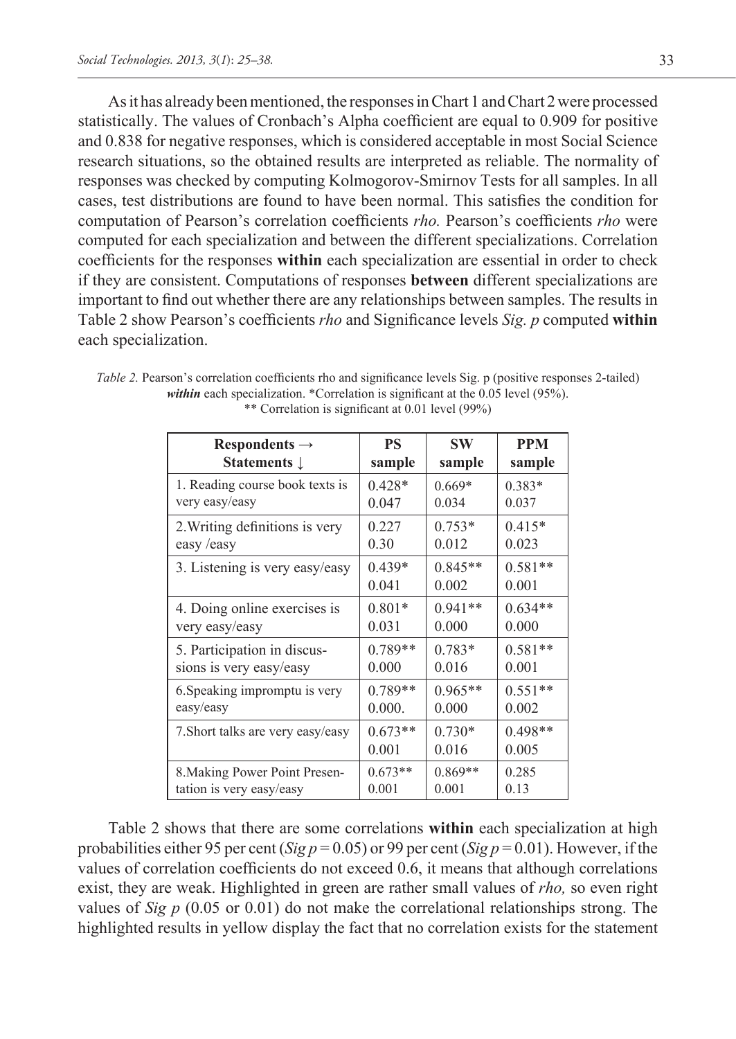As it has already been mentioned, the responses in Chart 1 and Chart 2 were processed statistically. The values of Cronbach's Alpha coefficient are equal to 0.909 for positive and 0.838 for negative responses, which is considered acceptable in most Social Science research situations, so the obtained results are interpreted as reliable. The normality of responses was checked by computing Kolmogorov-Smirnov Tests for all samples. In all cases, test distributions are found to have been normal. This satisfies the condition for computation of Pearson's correlation coefficients *rho.* Pearson's coefficients *rho* were computed for each specialization and between the different specializations. Correlation coefficients for the responses **within** each specialization are essential in order to check if they are consistent. Computations of responses **between** different specializations are important to find out whether there are any relationships between samples. The results in Table 2 show Pearson's coefficients *rho* and Significance levels *Sig. p* computed **within** each specialization.

*Table 2.* Pearson's correlation coefficients rho and significance levels Sig. p (positive responses 2-tailed) ***within*** each specialization. *Correlation is significant at the 0.05 level (95%). ** Correlation is significant at 0.01 level (99%)

| Respondents → Statements ↓ | PS sample | SW sample | PPM sample |
|---|---|---|---|
| 1. Reading course book texts is very easy/easy | 0.428* 0.047 | 0.669* 0.034 | 0.383* 0.037 |
| 2.Writing definitions is very easy /easy | 0.227 0.30 | 0.753* 0.012 | 0.415* 0.023 |
| 3. Listening is very easy/easy | 0.439* 0.041 | 0.845** 0.002 | 0.581** 0.001 |
| 4. Doing online exercises is very easy/easy | 0.801* 0.031 | 0.941** 0.000 | 0.634** 0.000 |
| 5. Participation in discussions is very easy/easy | 0.789** 0.000 | 0.783* 0.016 | 0.581** 0.001 |
| 6.Speaking impromptu is very easy/easy | 0.789** 0.000. | 0.965** 0.000 | 0.551** 0.002 |
| 7.Short talks are very easy/easy | 0.673** 0.001 | 0.730* 0.016 | 0.498** 0.005 |
| 8.Making Power Point Presentation is very easy/easy | 0.673** 0.001 | 0.869** 0.001 | 0.285 0.13 |

Table 2 shows that there are some correlations **within** each specialization at high probabilities either 95 per cent ($Sig\ p = 0.05$) or 99 per cent ($Sig\ p = 0.01$). However, if the values of correlation coefficients do not exceed 0.6, it means that although correlations exist, they are weak. Highlighted in green are rather small values of *rho,* so even right values of *Sig p* (0.05 or 0.01) do not make the correlational relationships strong. The highlighted results in yellow display the fact that no correlation exists for the statement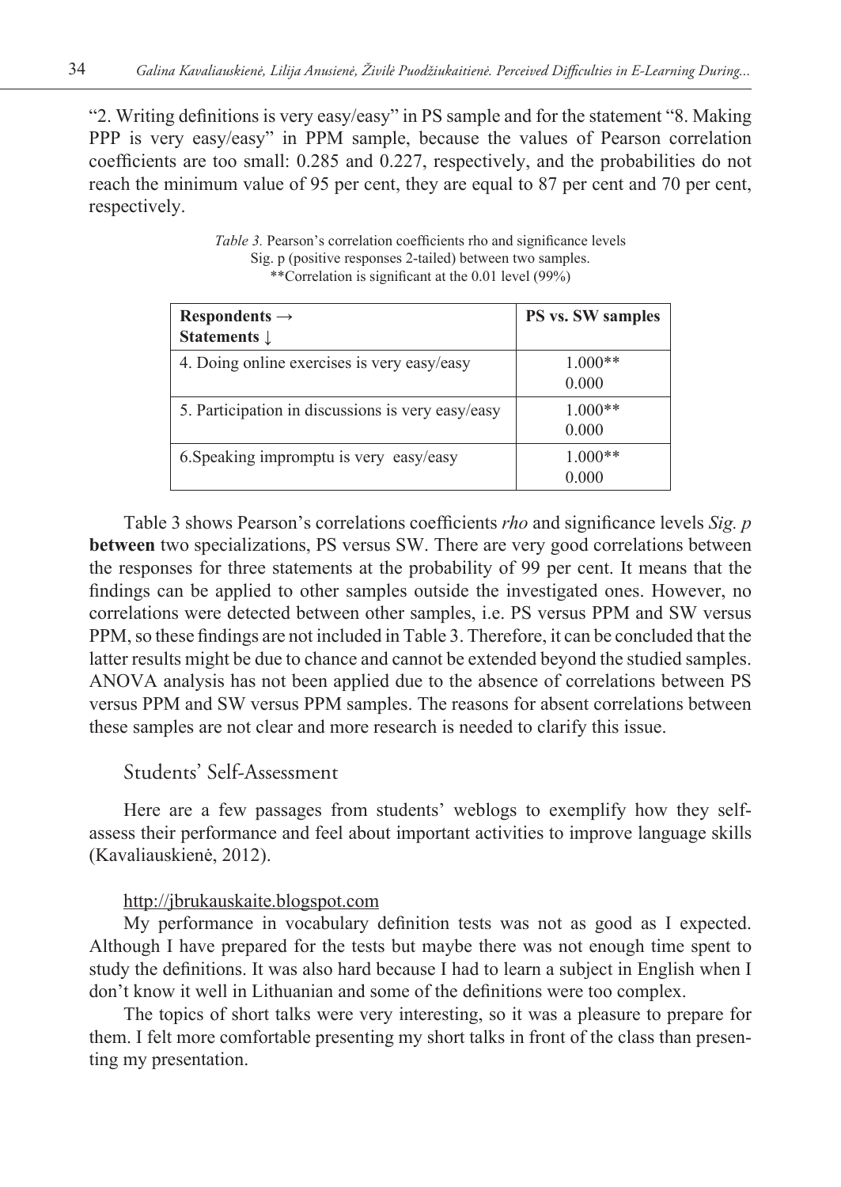"2. Writing definitions is very easy/easy" in PS sample and for the statement "8. Making PPP is very easy/easy" in PPM sample, because the values of Pearson correlation coefficients are too small: 0.285 and 0.227, respectively, and the probabilities do not reach the minimum value of 95 per cent, they are equal to 87 per cent and 70 per cent, respectively.

*Table 3.* Pearson's correlation coefficients rho and significance levels Sig. p (positive responses 2-tailed) between two samples. **Correlation is significant at the 0.01 level (99%)

| **Respondents →** **Statements ↓** | **PS vs. SW samples** |
|---|---|
| 4. Doing online exercises is very easy/easy | 1.000** 0.000 |
| 5. Participation in discussions is very easy/easy | 1.000** 0.000 |
| 6.Speaking impromptu is very easy/easy | 1.000** 0.000 |

Table 3 shows Pearson's correlations coefficients *rho* and significance levels *Sig. p* **between** two specializations, PS versus SW. There are very good correlations between the responses for three statements at the probability of 99 per cent. It means that the findings can be applied to other samples outside the investigated ones. However, no correlations were detected between other samples, i.e. PS versus PPM and SW versus PPM, so these findings are not included in Table 3. Therefore, it can be concluded that the latter results might be due to chance and cannot be extended beyond the studied samples. ANOVA analysis has not been applied due to the absence of correlations between PS versus PPM and SW versus PPM samples. The reasons for absent correlations between these samples are not clear and more research is needed to clarify this issue.

## Students' Self-Assessment

Here are a few passages from students' weblogs to exemplify how they self-assess their performance and feel about important activities to improve language skills (Kavaliauskienė, 2012).

http://jbrukauskaite.blogspot.com

My performance in vocabulary definition tests was not as good as I expected. Although I have prepared for the tests but maybe there was not enough time spent to study the definitions. It was also hard because I had to learn a subject in English when I don't know it well in Lithuanian and some of the definitions were too complex.

The topics of short talks were very interesting, so it was a pleasure to prepare for them. I felt more comfortable presenting my short talks in front of the class than presenting my presentation.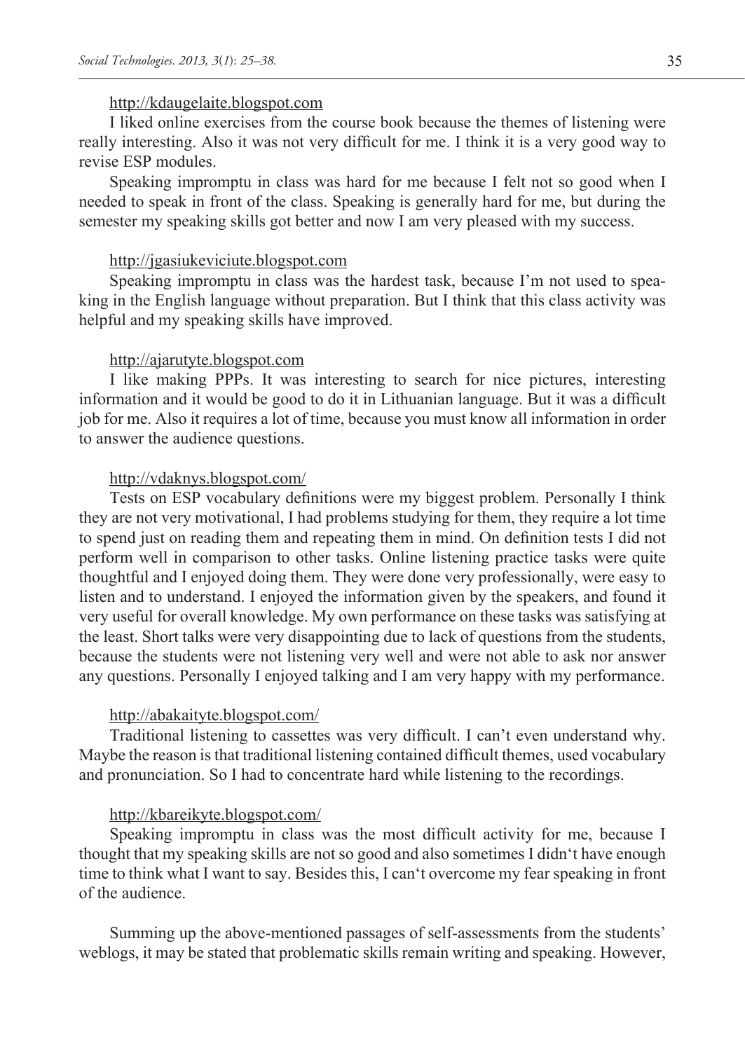http://kdaugelaite.blogspot.com

I liked online exercises from the course book because the themes of listening were really interesting. Also it was not very difficult for me. I think it is a very good way to revise ESP modules.

Speaking impromptu in class was hard for me because I felt not so good when I needed to speak in front of the class. Speaking is generally hard for me, but during the semester my speaking skills got better and now I am very pleased with my success.

http://jgasiukeviciute.blogspot.com

Speaking impromptu in class was the hardest task, because I'm not used to speaking in the English language without preparation. But I think that this class activity was helpful and my speaking skills have improved.

http://ajarutyte.blogspot.com

I like making PPPs. It was interesting to search for nice pictures, interesting information and it would be good to do it in Lithuanian language. But it was a difficult job for me. Also it requires a lot of time, because you must know all information in order to answer the audience questions.

http://vdaknys.blogspot.com/

Tests on ESP vocabulary definitions were my biggest problem. Personally I think they are not very motivational, I had problems studying for them, they require a lot time to spend just on reading them and repeating them in mind. On definition tests I did not perform well in comparison to other tasks. Online listening practice tasks were quite thoughtful and I enjoyed doing them. They were done very professionally, were easy to listen and to understand. I enjoyed the information given by the speakers, and found it very useful for overall knowledge. My own performance on these tasks was satisfying at the least. Short talks were very disappointing due to lack of questions from the students, because the students were not listening very well and were not able to ask nor answer any questions. Personally I enjoyed talking and I am very happy with my performance.

http://abakaityte.blogspot.com/

Traditional listening to cassettes was very difficult. I can't even understand why. Maybe the reason is that traditional listening contained difficult themes, used vocabulary and pronunciation. So I had to concentrate hard while listening to the recordings.

http://kbareikyte.blogspot.com/

Speaking impromptu in class was the most difficult activity for me, because I thought that my speaking skills are not so good and also sometimes I didn‘t have enough time to think what I want to say. Besides this, I can‘t overcome my fear speaking in front of the audience.

Summing up the above-mentioned passages of self-assessments from the students' weblogs, it may be stated that problematic skills remain writing and speaking. However,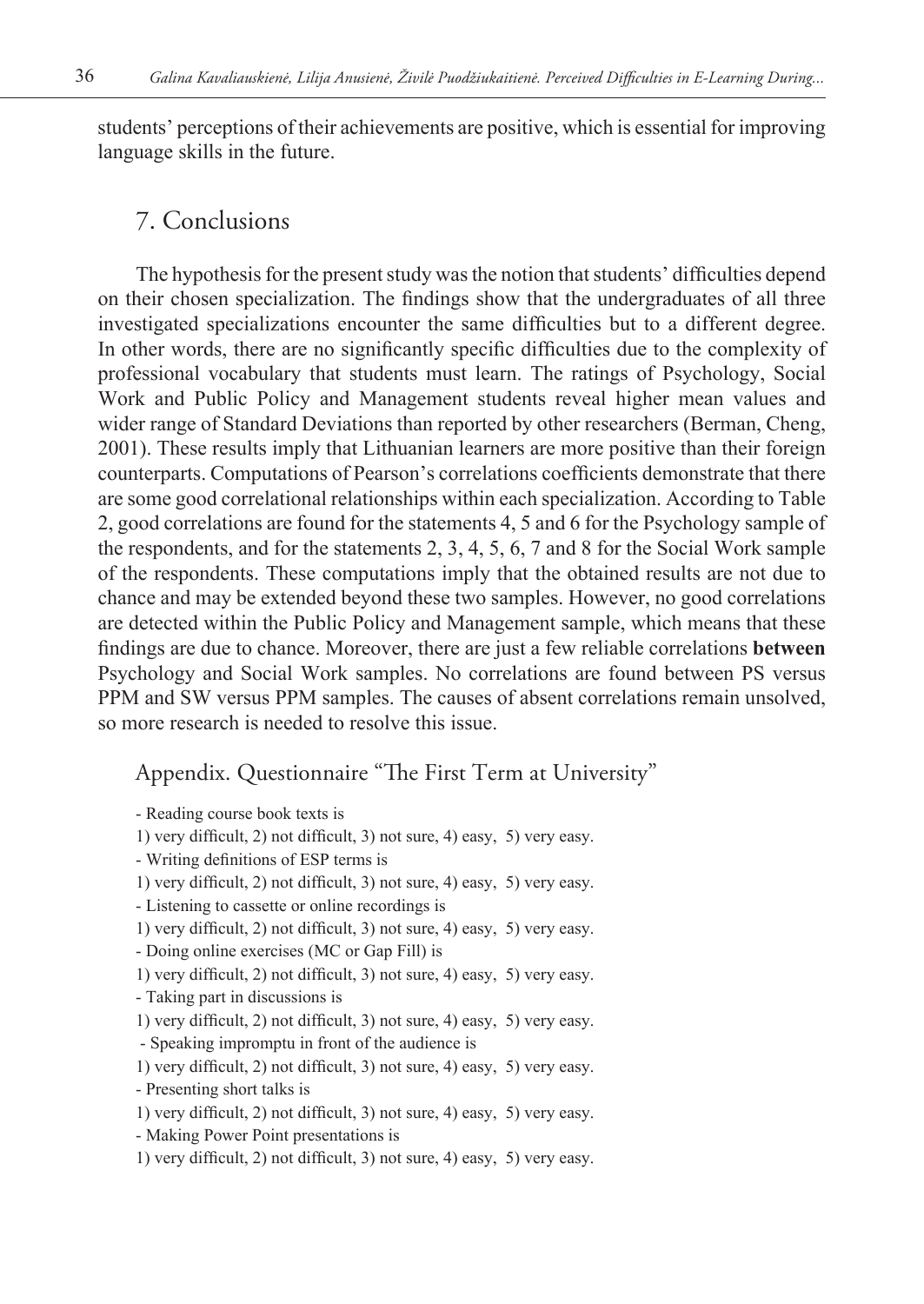students' perceptions of their achievements are positive, which is essential for improving language skills in the future.

## 7. Conclusions

The hypothesis for the present study was the notion that students' difficulties depend on their chosen specialization. The findings show that the undergraduates of all three investigated specializations encounter the same difficulties but to a different degree. In other words, there are no significantly specific difficulties due to the complexity of professional vocabulary that students must learn. The ratings of Psychology, Social Work and Public Policy and Management students reveal higher mean values and wider range of Standard Deviations than reported by other researchers (Berman, Cheng, 2001). These results imply that Lithuanian learners are more positive than their foreign counterparts. Computations of Pearson's correlations coefficients demonstrate that there are some good correlational relationships within each specialization. According to Table 2, good correlations are found for the statements 4, 5 and 6 for the Psychology sample of the respondents, and for the statements 2, 3, 4, 5, 6, 7 and 8 for the Social Work sample of the respondents. These computations imply that the obtained results are not due to chance and may be extended beyond these two samples. However, no good correlations are detected within the Public Policy and Management sample, which means that these findings are due to chance. Moreover, there are just a few reliable correlations **between** Psychology and Social Work samples. No correlations are found between PS versus PPM and SW versus PPM samples. The causes of absent correlations remain unsolved, so more research is needed to resolve this issue.

## Appendix. Questionnaire "The First Term at University"

- Reading course book texts is
1) very difficult, 2) not difficult, 3) not sure, 4) easy, 5) very easy.
- Writing definitions of ESP terms is
1) very difficult, 2) not difficult, 3) not sure, 4) easy, 5) very easy.
- Listening to cassette or online recordings is
1) very difficult, 2) not difficult, 3) not sure, 4) easy, 5) very easy.
- Doing online exercises (MC or Gap Fill) is
1) very difficult, 2) not difficult, 3) not sure, 4) easy, 5) very easy.
- Taking part in discussions is
1) very difficult, 2) not difficult, 3) not sure, 4) easy, 5) very easy.
- Speaking impromptu in front of the audience is
1) very difficult, 2) not difficult, 3) not sure, 4) easy, 5) very easy.
- Presenting short talks is
1) very difficult, 2) not difficult, 3) not sure, 4) easy, 5) very easy.
- Making Power Point presentations is
1) very difficult, 2) not difficult, 3) not sure, 4) easy, 5) very easy.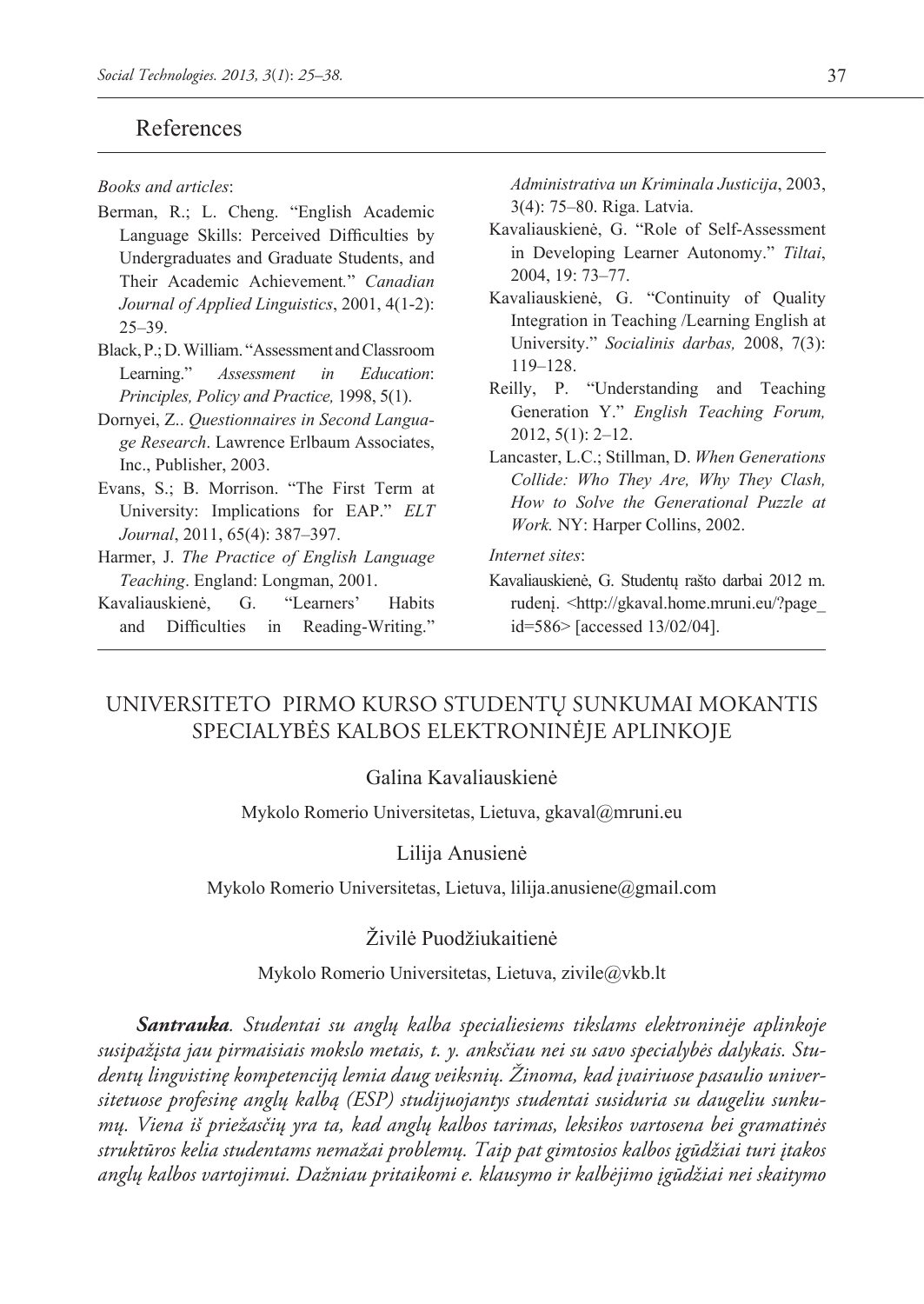## References

*Books and articles*:

Berman, R.; L. Cheng. "English Academic Language Skills: Perceived Difficulties by Undergraduates and Graduate Students, and Their Academic Achievement." *Canadian Journal of Applied Linguistics*, 2001, 4(1-2): 25–39.

Black, P.; D. William. "Assessment and Classroom Learning." *Assessment in Education: Principles, Policy and Practice,* 1998, 5(1).

Dornyei, Z.. *Questionnaires in Second Language Research*. Lawrence Erlbaum Associates, Inc., Publisher, 2003.

Evans, S.; B. Morrison. "The First Term at University: Implications for EAP." *ELT Journal*, 2011, 65(4): 387–397.

Harmer, J. *The Practice of English Language Teaching*. England: Longman, 2001.

Kavaliauskienė, G. "Learners' Habits and Difficulties in Reading-Writing." *Administrativa un Kriminala Justicija*, 2003, 3(4): 75–80. Riga. Latvia.

Kavaliauskienė, G. "Role of Self-Assessment in Developing Learner Autonomy." *Tiltai*, 2004, 19: 73–77.

Kavaliauskienė, G. "Continuity of Quality Integration in Teaching /Learning English at University." *Socialinis darbas,* 2008, 7(3): 119–128.

Reilly, P. "Understanding and Teaching Generation Y." *English Teaching Forum,* 2012, 5(1): 2–12.

Lancaster, L.C.; Stillman, D. *When Generations Collide: Who They Are, Why They Clash, How to Solve the Generational Puzzle at Work.* NY: Harper Collins, 2002.

*Internet sites*:

Kavaliauskienė, G. Studentų rašto darbai 2012 m. rudenį. <http://gkaval.home.mruni.eu/?page_id=586> [accessed 13/02/04].

# UNIVERSITETO PIRMO KURSO STUDENTŲ SUNKUMAI MOKANTIS SPECIALYBĖS KALBOS ELEKTRONINĖJE APLINKOJE

Galina Kavaliauskienė

Mykolo Romerio Universitetas, Lietuva, gkaval@mruni.eu

Lilija Anusienė

Mykolo Romerio Universitetas, Lietuva, lilija.anusiene@gmail.com

Živilė Puodžiukaitienė

Mykolo Romerio Universitetas, Lietuva, zivile@vkb.lt

***Santrauka**. Studentai su anglų kalba specialiesiems tikslams elektroninėje aplinkoje susipažįsta jau pirmaisiais mokslo metais, t. y. anksčiau nei su savo specialybės dalykais. Studentų lingvistinę kompetenciją lemia daug veiksnių. Žinoma, kad įvairiuose pasaulio universitetuose profesinę anglų kalbą (ESP) studijuojantys studentai susiduria su daugeliu sunkumų. Viena iš priežasčių yra ta, kad anglų kalbos tarimas, leksikos vartosena bei gramatinės struktūros kelia studentams nemažai problemų. Taip pat gimtosios kalbos įgūdžiai turi įtakos anglų kalbos vartojimui. Dažniau pritaikomi e. klausymo ir kalbėjimo įgūdžiai nei skaitymo*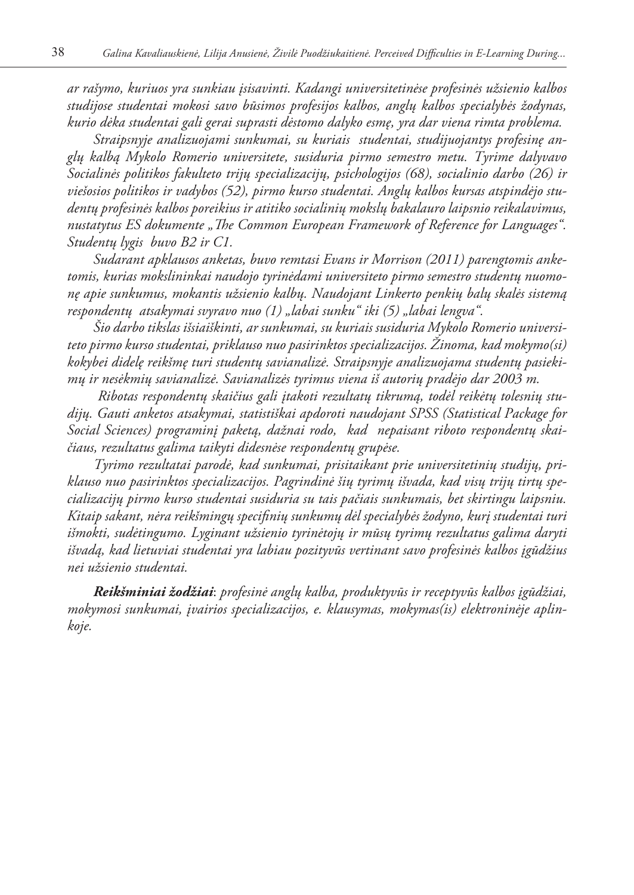*ar rašymo, kuriuos yra sunkiau įsisavinti. Kadangi universitetinėse profesinės užsienio kalbos studijose studentai mokosi savo būsimos profesijos kalbos, anglų kalbos specialybės žodynas, kurio dėka studentai gali gerai suprasti dėstomo dalyko esmę, yra dar viena rimta problema.*

*Straipsnyje analizuojami sunkumai, su kuriais studentai, studijuojantys profesinę anglų kalbą Mykolo Romerio universitete, susiduria pirmo semestro metu. Tyrime dalyvavo Socialinės politikos fakulteto trijų specializacijų, psichologijos (68), socialinio darbo (26) ir viešosios politikos ir vadybos (52), pirmo kurso studentai. Anglų kalbos kursas atspindėjo studentų profesinės kalbos poreikius ir atitiko socialinių mokslų bakalauro laipsnio reikalavimus, nustatytus ES dokumente „The Common European Framework of Reference for Languages". Studentų lygis buvo B2 ir C1.*

*Sudarant apklausos anketas, buvo remtasi Evans ir Morrison (2011) parengtomis anketomis, kurias mokslininkai naudojo tyrinėdami universiteto pirmo semestro studentų nuomonę apie sunkumus, mokantis užsienio kalbų. Naudojant Linkerto penkių balų skalės sistemą respondentų atsakymai svyravo nuo (1) „labai sunku" iki (5) „labai lengva".*

*Šio darbo tikslas išsiaiškinti, ar sunkumai, su kuriais susiduria Mykolo Romerio universiteto pirmo kurso studentai, priklauso nuo pasirinktos specializacijos. Žinoma, kad mokymo(si) kokybei didelę reikšmę turi studentų savianalizė. Straipsnyje analizuojama studentų pasiekimų ir nesėkmių savianalizė. Savianalizės tyrimus viena iš autorių pradėjo dar 2003 m.*

*Ribotas respondentų skaičius gali įtakoti rezultatų tikrumą, todėl reikėtų tolesnių studijų. Gauti anketos atsakymai, statistiškai apdoroti naudojant SPSS (Statistical Package for Social Sciences) programinį paketą, dažnai rodo, kad nepaisant riboto respondentų skaičiaus, rezultatus galima taikyti didesnėse respondentų grupėse.*

*Tyrimo rezultatai parodė, kad sunkumai, prisitaikant prie universitetinių studijų, priklauso nuo pasirinktos specializacijos. Pagrindinė šių tyrimų išvada, kad visų trijų tirtų specializacijų pirmo kurso studentai susiduria su tais pačiais sunkumais, bet skirtingu laipsniu. Kitaip sakant, nėra reikšmingų specifinių sunkumų dėl specialybės žodyno, kurį studentai turi išmokti, sudėtingumo. Lyginant užsienio tyrinėtojų ir mūsų tyrimų rezultatus galima daryti išvadą, kad lietuviai studentai yra labiau pozityvūs vertinant savo profesinės kalbos įgūdžius nei užsienio studentai.*

***Reikšminiai žodžiai***: *profesinė anglų kalba, produktyvūs ir receptyvūs kalbos įgūdžiai, mokymosi sunkumai, įvairios specializacijos, e. klausymas, mokymas(is) elektroninėje aplinkoje.*